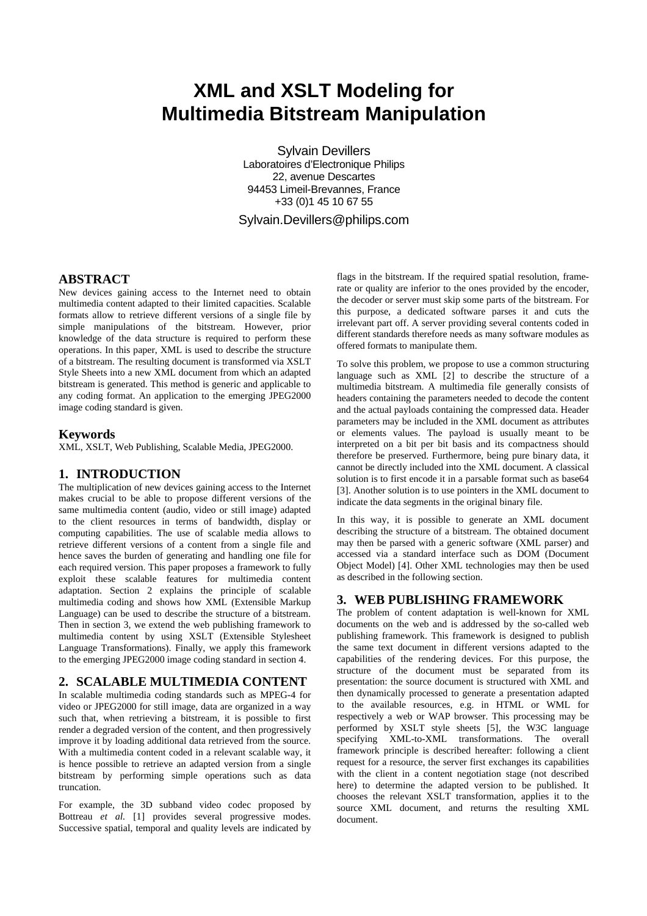# XML and XSLT Modeling for Multimedia Bitstream Manipulation

Sylvain Devillers
Laboratoires d'Electronique Philips
22, avenue Descartes
94453 Limeil-Brevannes, France
+33 (0)1 45 10 67 55

Sylvain.Devillers@philips.com

## ABSTRACT

New devices gaining access to the Internet need to obtain multimedia content adapted to their limited capacities. Scalable formats allow to retrieve different versions of a single file by simple manipulations of the bitstream. However, prior knowledge of the data structure is required to perform these operations. In this paper, XML is used to describe the structure of a bitstream. The resulting document is transformed via XSLT Style Sheets into a new XML document from which an adapted bitstream is generated. This method is generic and applicable to any coding format. An application to the emerging JPEG2000 image coding standard is given.

### Keywords

XML, XSLT, Web Publishing, Scalable Media, JPEG2000.

## 1. INTRODUCTION

The multiplication of new devices gaining access to the Internet makes crucial to be able to propose different versions of the same multimedia content (audio, video or still image) adapted to the client resources in terms of bandwidth, display or computing capabilities. The use of scalable media allows to retrieve different versions of a content from a single file and hence saves the burden of generating and handling one file for each required version. This paper proposes a framework to fully exploit these scalable features for multimedia content adaptation. Section 2 explains the principle of scalable multimedia coding and shows how XML (Extensible Markup Language) can be used to describe the structure of a bitstream. Then in section 3, we extend the web publishing framework to multimedia content by using XSLT (Extensible Stylesheet Language Transformations). Finally, we apply this framework to the emerging JPEG2000 image coding standard in section 4.

## 2. SCALABLE MULTIMEDIA CONTENT

In scalable multimedia coding standards such as MPEG-4 for video or JPEG2000 for still image, data are organized in a way such that, when retrieving a bitstream, it is possible to first render a degraded version of the content, and then progressively improve it by loading additional data retrieved from the source. With a multimedia content coded in a relevant scalable way, it is hence possible to retrieve an adapted version from a single bitstream by performing simple operations such as data truncation.

For example, the 3D subband video codec proposed by Bottreau *et al.* [1] provides several progressive modes. Successive spatial, temporal and quality levels are indicated by flags in the bitstream. If the required spatial resolution, frame-rate or quality are inferior to the ones provided by the encoder, the decoder or server must skip some parts of the bitstream. For this purpose, a dedicated software parses it and cuts the irrelevant part off. A server providing several contents coded in different standards therefore needs as many software modules as offered formats to manipulate them.

To solve this problem, we propose to use a common structuring language such as XML [2] to describe the structure of a multimedia bitstream. A multimedia file generally consists of headers containing the parameters needed to decode the content and the actual payloads containing the compressed data. Header parameters may be included in the XML document as attributes or elements values. The payload is usually meant to be interpreted on a bit per bit basis and its compactness should therefore be preserved. Furthermore, being pure binary data, it cannot be directly included into the XML document. A classical solution is to first encode it in a parsable format such as base64 [3]. Another solution is to use pointers in the XML document to indicate the data segments in the original binary file.

In this way, it is possible to generate an XML document describing the structure of a bitstream. The obtained document may then be parsed with a generic software (XML parser) and accessed via a standard interface such as DOM (Document Object Model) [4]. Other XML technologies may then be used as described in the following section.

## 3. WEB PUBLISHING FRAMEWORK

The problem of content adaptation is well-known for XML documents on the web and is addressed by the so-called web publishing framework. This framework is designed to publish the same text document in different versions adapted to the capabilities of the rendering devices. For this purpose, the structure of the document must be separated from its presentation: the source document is structured with XML and then dynamically processed to generate a presentation adapted to the available resources, e.g. in HTML or WML for respectively a web or WAP browser. This processing may be performed by XSLT style sheets [5], the W3C language specifying XML-to-XML transformations. The overall framework principle is described hereafter: following a client request for a resource, the server first exchanges its capabilities with the client in a content negotiation stage (not described here) to determine the adapted version to be published. It chooses the relevant XSLT transformation, applies it to the source XML document, and returns the resulting XML document.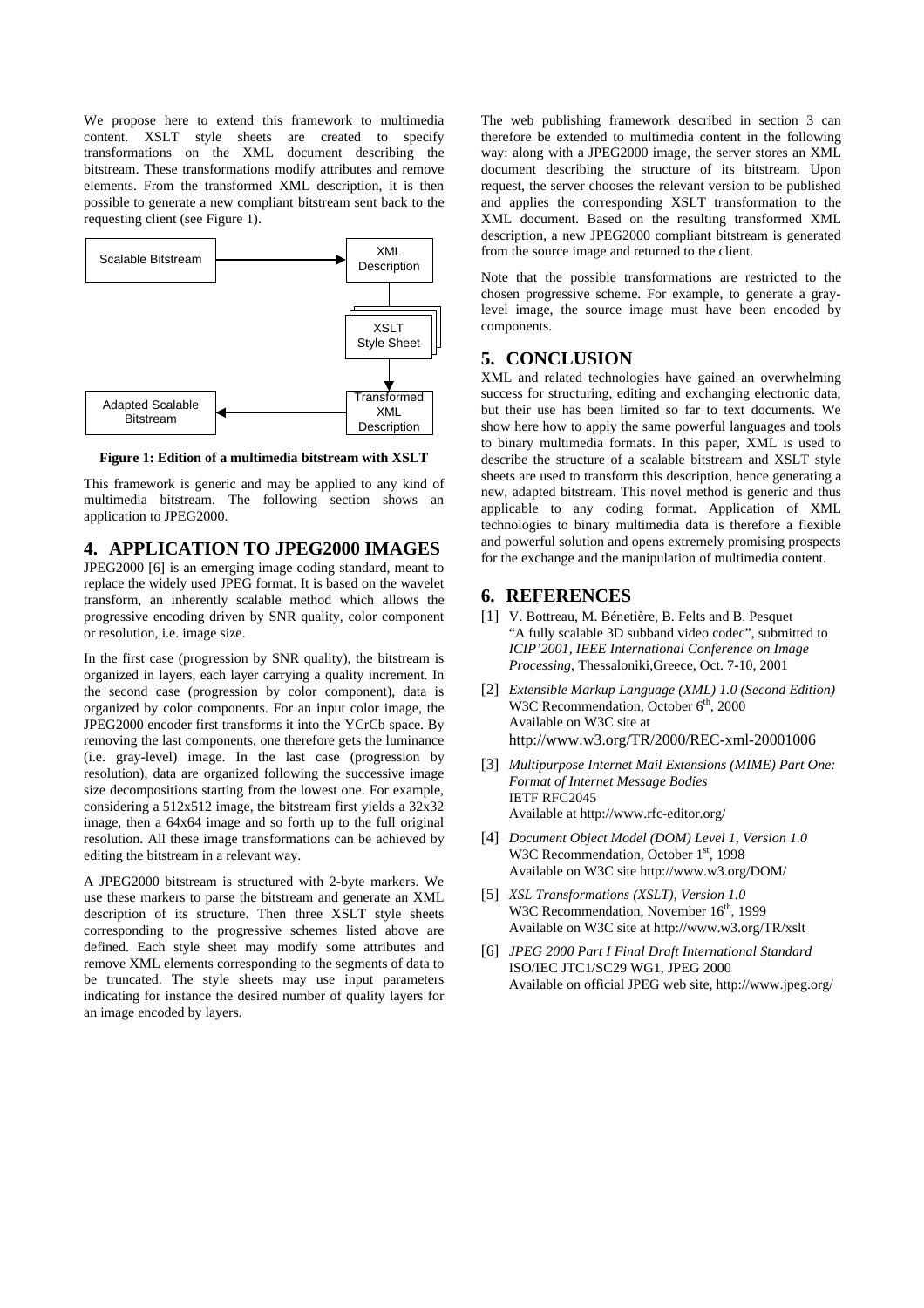We propose here to extend this framework to multimedia content. XSLT style sheets are created to specify transformations on the XML document describing the bitstream. These transformations modify attributes and remove elements. From the transformed XML description, it is then possible to generate a new compliant bitstream sent back to the requesting client (see Figure 1).

Scalable Bitstream

XML Description

XSLT Style Sheet

Transformed XML Description

Adapted Scalable Bitstream

**Figure 1: Edition of a multimedia bitstream with XSLT**

This framework is generic and may be applied to any kind of multimedia bitstream. The following section shows an application to JPEG2000.

## 4. APPLICATION TO JPEG2000 IMAGES

JPEG2000 [6] is an emerging image coding standard, meant to replace the widely used JPEG format. It is based on the wavelet transform, an inherently scalable method which allows the progressive encoding driven by SNR quality, color component or resolution, i.e. image size.

In the first case (progression by SNR quality), the bitstream is organized in layers, each layer carrying a quality increment. In the second case (progression by color component), data is organized by color components. For an input color image, the JPEG2000 encoder first transforms it into the YCrCb space. By removing the last components, one therefore gets the luminance (i.e. gray-level) image. In the last case (progression by resolution), data are organized following the successive image size decompositions starting from the lowest one. For example, considering a 512x512 image, the bitstream first yields a 32x32 image, then a 64x64 image and so forth up to the full original resolution. All these image transformations can be achieved by editing the bitstream in a relevant way.

A JPEG2000 bitstream is structured with 2-byte markers. We use these markers to parse the bitstream and generate an XML description of its structure. Then three XSLT style sheets corresponding to the progressive schemes listed above are defined. Each style sheet may modify some attributes and remove XML elements corresponding to the segments of data to be truncated. The style sheets may use input parameters indicating for instance the desired number of quality layers for an image encoded by layers.

The web publishing framework described in section 3 can therefore be extended to multimedia content in the following way: along with a JPEG2000 image, the server stores an XML document describing the structure of its bitstream. Upon request, the server chooses the relevant version to be published and applies the corresponding XSLT transformation to the XML document. Based on the resulting transformed XML description, a new JPEG2000 compliant bitstream is generated from the source image and returned to the client.

Note that the possible transformations are restricted to the chosen progressive scheme. For example, to generate a gray-level image, the source image must have been encoded by components.

## 5. CONCLUSION

XML and related technologies have gained an overwhelming success for structuring, editing and exchanging electronic data, but their use has been limited so far to text documents. We show here how to apply the same powerful languages and tools to binary multimedia formats. In this paper, XML is used to describe the structure of a scalable bitstream and XSLT style sheets are used to transform this description, hence generating a new, adapted bitstream. This novel method is generic and thus applicable to any coding format. Application of XML technologies to binary multimedia data is therefore a flexible and powerful solution and opens extremely promising prospects for the exchange and the manipulation of multimedia content.

## 6. REFERENCES

[1] V. Bottreau, M. Bénetière, B. Felts and B. Pesquet "A fully scalable 3D subband video codec", submitted to *ICIP'2001, IEEE International Conference on Image Processing*, Thessaloniki,Greece, Oct. 7-10, 2001

[2] *Extensible Markup Language (XML) 1.0 (Second Edition)* W3C Recommendation, October 6th, 2000 Available on W3C site at http://www.w3.org/TR/2000/REC-xml-20001006

[3] *Multipurpose Internet Mail Extensions (MIME) Part One: Format of Internet Message Bodies* IETF RFC2045 Available at http://www.rfc-editor.org/

[4] *Document Object Model (DOM) Level 1, Version 1.0* W3C Recommendation, October 1st, 1998 Available on W3C site http://www.w3.org/DOM/

[5] *XSL Transformations (XSLT), Version 1.0* W3C Recommendation, November 16th, 1999 Available on W3C site at http://www.w3.org/TR/xslt

[6] *JPEG 2000 Part I Final Draft International Standard* ISO/IEC JTC1/SC29 WG1, JPEG 2000 Available on official JPEG web site, http://www.jpeg.org/